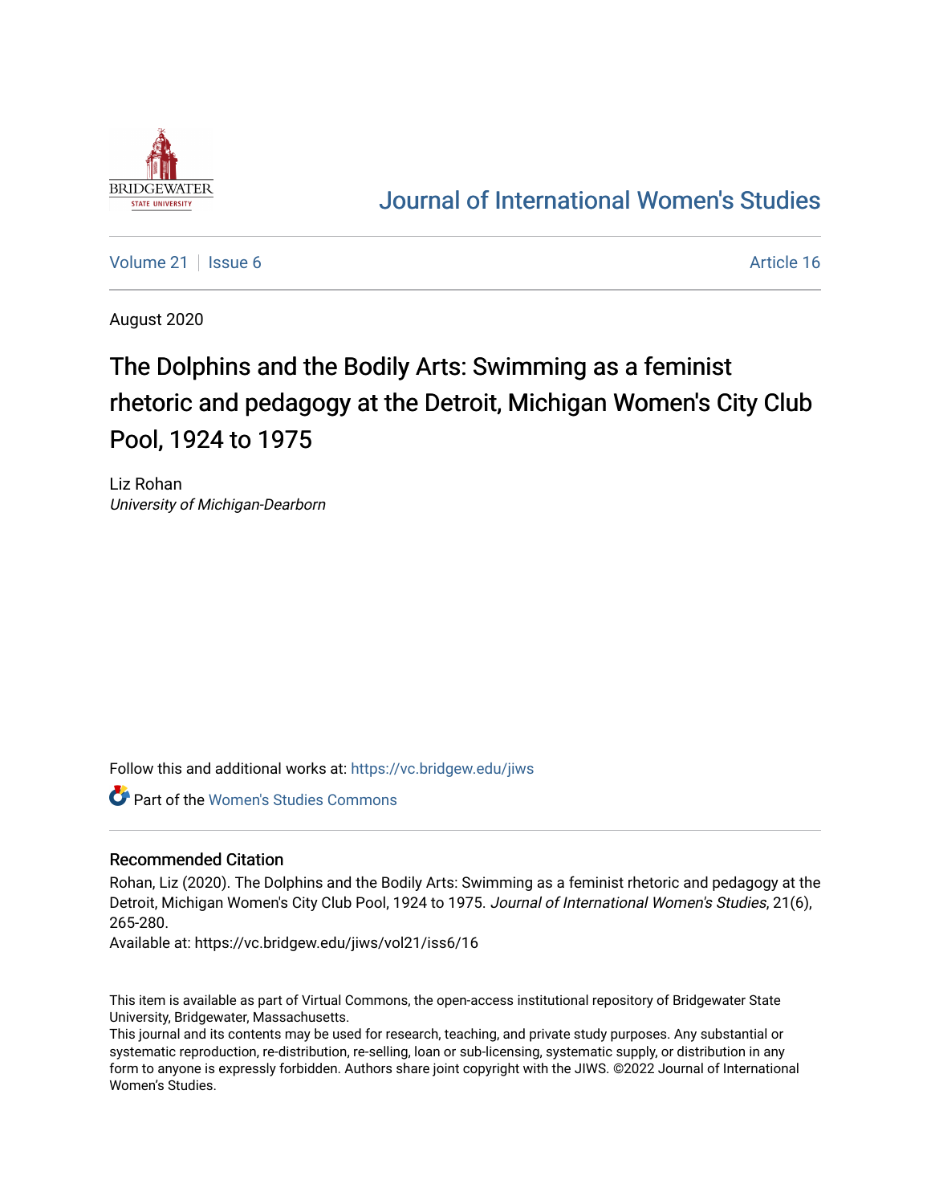Journal of International Women's Studies

Volume 21 | Issue 6 | Article 16

August 2020

# The Dolphins and the Bodily Arts: Swimming as a feminist rhetoric and pedagogy at the Detroit, Michigan Women's City Club Pool, 1924 to 1975

Liz Rohan
*University of Michigan-Dearborn*

Follow this and additional works at: https://vc.bridgew.edu/jiws

Part of the Women's Studies Commons

## Recommended Citation

Rohan, Liz (2020). The Dolphins and the Bodily Arts: Swimming as a feminist rhetoric and pedagogy at the Detroit, Michigan Women's City Club Pool, 1924 to 1975. *Journal of International Women's Studies*, 21(6), 265-280.

Available at: https://vc.bridgew.edu/jiws/vol21/iss6/16

This item is available as part of Virtual Commons, the open-access institutional repository of Bridgewater State University, Bridgewater, Massachusetts.

This journal and its contents may be used for research, teaching, and private study purposes. Any substantial or systematic reproduction, re-distribution, re-selling, loan or sub-licensing, systematic supply, or distribution in any form to anyone is expressly forbidden. Authors share joint copyright with the JIWS. ©2022 Journal of International Women's Studies.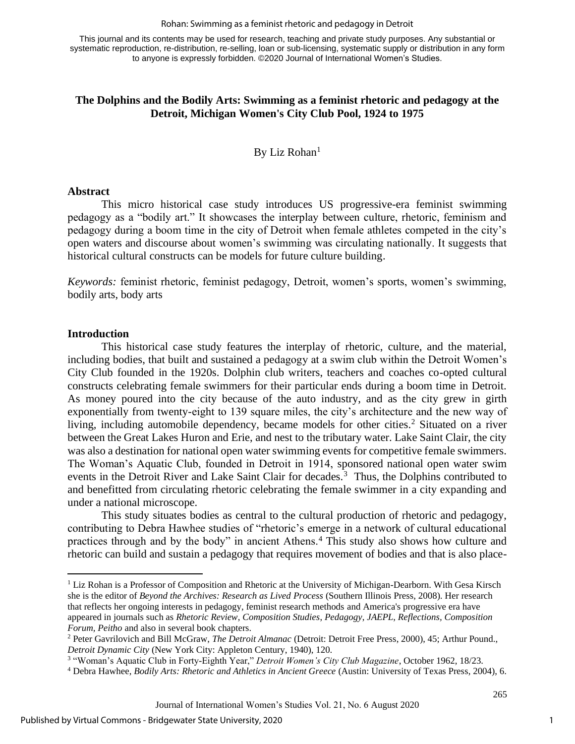This journal and its contents may be used for research, teaching and private study purposes. Any substantial or systematic reproduction, re-distribution, re-selling, loan or sub-licensing, systematic supply or distribution in any form to anyone is expressly forbidden. ©2020 Journal of International Women's Studies.

# The Dolphins and the Bodily Arts: Swimming as a feminist rhetoric and pedagogy at the Detroit, Michigan Women's City Club Pool, 1924 to 1975

By Liz Rohan[1]

## Abstract

This micro historical case study introduces US progressive-era feminist swimming pedagogy as a "bodily art." It showcases the interplay between culture, rhetoric, feminism and pedagogy during a boom time in the city of Detroit when female athletes competed in the city's open waters and discourse about women's swimming was circulating nationally. It suggests that historical cultural constructs can be models for future culture building.

*Keywords:* feminist rhetoric, feminist pedagogy, Detroit, women's sports, women's swimming, bodily arts, body arts

## Introduction

This historical case study features the interplay of rhetoric, culture, and the material, including bodies, that built and sustained a pedagogy at a swim club within the Detroit Women's City Club founded in the 1920s. Dolphin club writers, teachers and coaches co-opted cultural constructs celebrating female swimmers for their particular ends during a boom time in Detroit. As money poured into the city because of the auto industry, and as the city grew in girth exponentially from twenty-eight to 139 square miles, the city's architecture and the new way of living, including automobile dependency, became models for other cities.[2] Situated on a river between the Great Lakes Huron and Erie, and nest to the tributary water. Lake Saint Clair, the city was also a destination for national open water swimming events for competitive female swimmers. The Woman's Aquatic Club, founded in Detroit in 1914, sponsored national open water swim events in the Detroit River and Lake Saint Clair for decades.[3] Thus, the Dolphins contributed to and benefitted from circulating rhetoric celebrating the female swimmer in a city expanding and under a national microscope.

This study situates bodies as central to the cultural production of rhetoric and pedagogy, contributing to Debra Hawhee studies of "rhetoric's emerge in a network of cultural educational practices through and by the body" in ancient Athens.[4] This study also shows how culture and rhetoric can build and sustain a pedagogy that requires movement of bodies and that is also place-

---

[1] Liz Rohan is a Professor of Composition and Rhetoric at the University of Michigan-Dearborn. With Gesa Kirsch she is the editor of *Beyond the Archives: Research as Lived Process* (Southern Illinois Press, 2008). Her research that reflects her ongoing interests in pedagogy, feminist research methods and America's progressive era have appeared in journals such as *Rhetoric Review*, *Composition Studies*, *Pedagogy*, *JAEPL*, *Reflections*, *Composition Forum*, *Peitho* and also in several book chapters.

[2] Peter Gavrilovich and Bill McGraw, *The Detroit Almanac* (Detroit: Detroit Free Press, 2000), 45; Arthur Pound., *Detroit Dynamic City* (New York City: Appleton Century, 1940), 120.

[3] "Woman's Aquatic Club in Forty-Eighth Year," *Detroit Women's City Club Magazine*, October 1962, 18/23.

[4] Debra Hawhee, *Bodily Arts: Rhetoric and Athletics in Ancient Greece* (Austin: University of Texas Press, 2004), 6.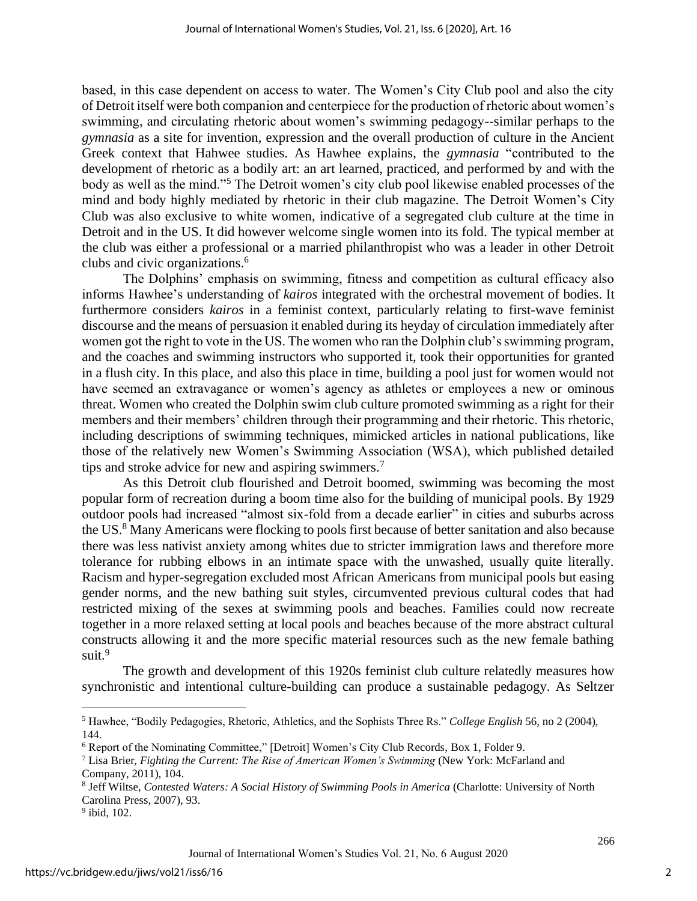based, in this case dependent on access to water. The Women's City Club pool and also the city of Detroit itself were both companion and centerpiece for the production of rhetoric about women's swimming, and circulating rhetoric about women's swimming pedagogy--similar perhaps to the *gymnasia* as a site for invention, expression and the overall production of culture in the Ancient Greek context that Hahwee studies. As Hawhee explains, the *gymnasia* "contributed to the development of rhetoric as a bodily art: an art learned, practiced, and performed by and with the body as well as the mind."[5] The Detroit women's city club pool likewise enabled processes of the mind and body highly mediated by rhetoric in their club magazine. The Detroit Women's City Club was also exclusive to white women, indicative of a segregated club culture at the time in Detroit and in the US. It did however welcome single women into its fold. The typical member at the club was either a professional or a married philanthropist who was a leader in other Detroit clubs and civic organizations.[6]

The Dolphins' emphasis on swimming, fitness and competition as cultural efficacy also informs Hawhee's understanding of *kairos* integrated with the orchestral movement of bodies. It furthermore considers *kairos* in a feminist context, particularly relating to first-wave feminist discourse and the means of persuasion it enabled during its heyday of circulation immediately after women got the right to vote in the US. The women who ran the Dolphin club's swimming program, and the coaches and swimming instructors who supported it, took their opportunities for granted in a flush city. In this place, and also this place in time, building a pool just for women would not have seemed an extravagance or women's agency as athletes or employees a new or ominous threat. Women who created the Dolphin swim club culture promoted swimming as a right for their members and their members' children through their programming and their rhetoric. This rhetoric, including descriptions of swimming techniques, mimicked articles in national publications, like those of the relatively new Women's Swimming Association (WSA), which published detailed tips and stroke advice for new and aspiring swimmers.[7]

As this Detroit club flourished and Detroit boomed, swimming was becoming the most popular form of recreation during a boom time also for the building of municipal pools. By 1929 outdoor pools had increased "almost six-fold from a decade earlier" in cities and suburbs across the US.[8] Many Americans were flocking to pools first because of better sanitation and also because there was less nativist anxiety among whites due to stricter immigration laws and therefore more tolerance for rubbing elbows in an intimate space with the unwashed, usually quite literally. Racism and hyper-segregation excluded most African Americans from municipal pools but easing gender norms, and the new bathing suit styles, circumvented previous cultural codes that had restricted mixing of the sexes at swimming pools and beaches. Families could now recreate together in a more relaxed setting at local pools and beaches because of the more abstract cultural constructs allowing it and the more specific material resources such as the new female bathing suit.[9]

The growth and development of this 1920s feminist club culture relatedly measures how synchronistic and intentional culture-building can produce a sustainable pedagogy. As Seltzer

---

[5] Hawhee, "Bodily Pedagogies, Rhetoric, Athletics, and the Sophists Three Rs." *College English* 56, no 2 (2004), 144.

[6] Report of the Nominating Committee," [Detroit] Women's City Club Records, Box 1, Folder 9.

[7] Lisa Brier, *Fighting the Current: The Rise of American Women's Swimming* (New York: McFarland and Company, 2011), 104.

[8] Jeff Wiltse, *Contested Waters: A Social History of Swimming Pools in America* (Charlotte: University of North Carolina Press, 2007), 93.

[9] ibid, 102.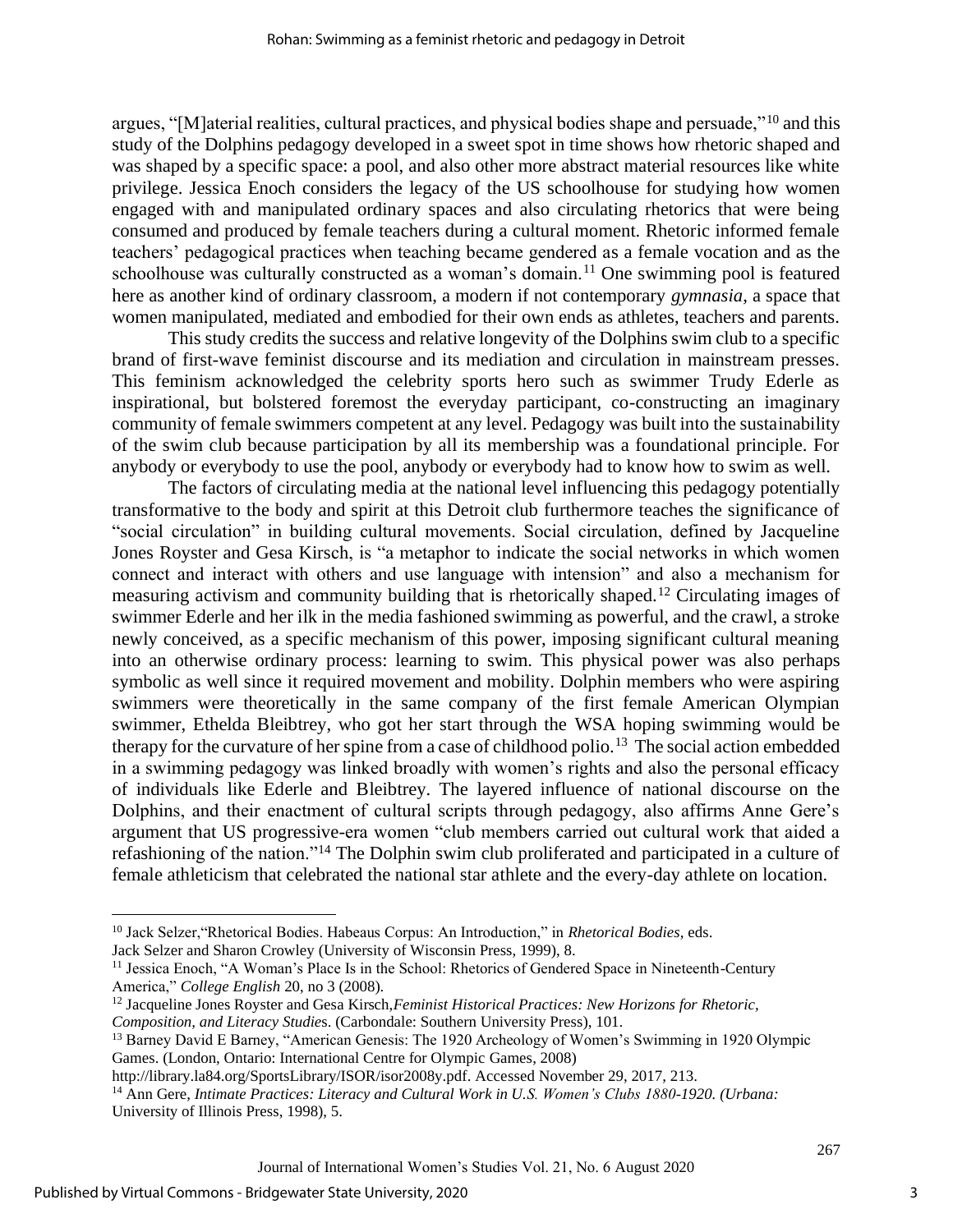argues, "[M]aterial realities, cultural practices, and physical bodies shape and persuade,"[10] and this study of the Dolphins pedagogy developed in a sweet spot in time shows how rhetoric shaped and was shaped by a specific space: a pool, and also other more abstract material resources like white privilege. Jessica Enoch considers the legacy of the US schoolhouse for studying how women engaged with and manipulated ordinary spaces and also circulating rhetorics that were being consumed and produced by female teachers during a cultural moment. Rhetoric informed female teachers' pedagogical practices when teaching became gendered as a female vocation and as the schoolhouse was culturally constructed as a woman's domain.[11] One swimming pool is featured here as another kind of ordinary classroom, a modern if not contemporary *gymnasia*, a space that women manipulated, mediated and embodied for their own ends as athletes, teachers and parents.

This study credits the success and relative longevity of the Dolphins swim club to a specific brand of first-wave feminist discourse and its mediation and circulation in mainstream presses. This feminism acknowledged the celebrity sports hero such as swimmer Trudy Ederle as inspirational, but bolstered foremost the everyday participant, co-constructing an imaginary community of female swimmers competent at any level. Pedagogy was built into the sustainability of the swim club because participation by all its membership was a foundational principle. For anybody or everybody to use the pool, anybody or everybody had to know how to swim as well.

The factors of circulating media at the national level influencing this pedagogy potentially transformative to the body and spirit at this Detroit club furthermore teaches the significance of "social circulation" in building cultural movements. Social circulation, defined by Jacqueline Jones Royster and Gesa Kirsch, is "a metaphor to indicate the social networks in which women connect and interact with others and use language with intension" and also a mechanism for measuring activism and community building that is rhetorically shaped.[12] Circulating images of swimmer Ederle and her ilk in the media fashioned swimming as powerful, and the crawl, a stroke newly conceived, as a specific mechanism of this power, imposing significant cultural meaning into an otherwise ordinary process: learning to swim. This physical power was also perhaps symbolic as well since it required movement and mobility. Dolphin members who were aspiring swimmers were theoretically in the same company of the first female American Olympian swimmer, Ethelda Bleibtrey, who got her start through the WSA hoping swimming would be therapy for the curvature of her spine from a case of childhood polio.[13] The social action embedded in a swimming pedagogy was linked broadly with women's rights and also the personal efficacy of individuals like Ederle and Bleibtrey. The layered influence of national discourse on the Dolphins, and their enactment of cultural scripts through pedagogy, also affirms Anne Gere's argument that US progressive-era women "club members carried out cultural work that aided a refashioning of the nation."[14] The Dolphin swim club proliferated and participated in a culture of female athleticism that celebrated the national star athlete and the every-day athlete on location.

---

[10] Jack Selzer,"Rhetorical Bodies. Habeaus Corpus: An Introduction," in *Rhetorical Bodies*, eds. Jack Selzer and Sharon Crowley (University of Wisconsin Press, 1999), 8.

[11] Jessica Enoch, "A Woman's Place Is in the School: Rhetorics of Gendered Space in Nineteenth-Century America," *College English* 20, no 3 (2008).

[12] Jacqueline Jones Royster and Gesa Kirsch,*Feminist Historical Practices: New Horizons for Rhetoric, Composition, and Literacy Studie*s. (Carbondale: Southern University Press), 101.

[13] Barney David E Barney, "American Genesis: The 1920 Archeology of Women's Swimming in 1920 Olympic Games. (London, Ontario: International Centre for Olympic Games, 2008) http://library.la84.org/SportsLibrary/ISOR/isor2008y.pdf. Accessed November 29, 2017, 213.

[14] Ann Gere, *Intimate Practices: Literacy and Cultural Work in U.S. Women's Clubs 1880-1920. (Urbana:* University of Illinois Press, 1998), 5.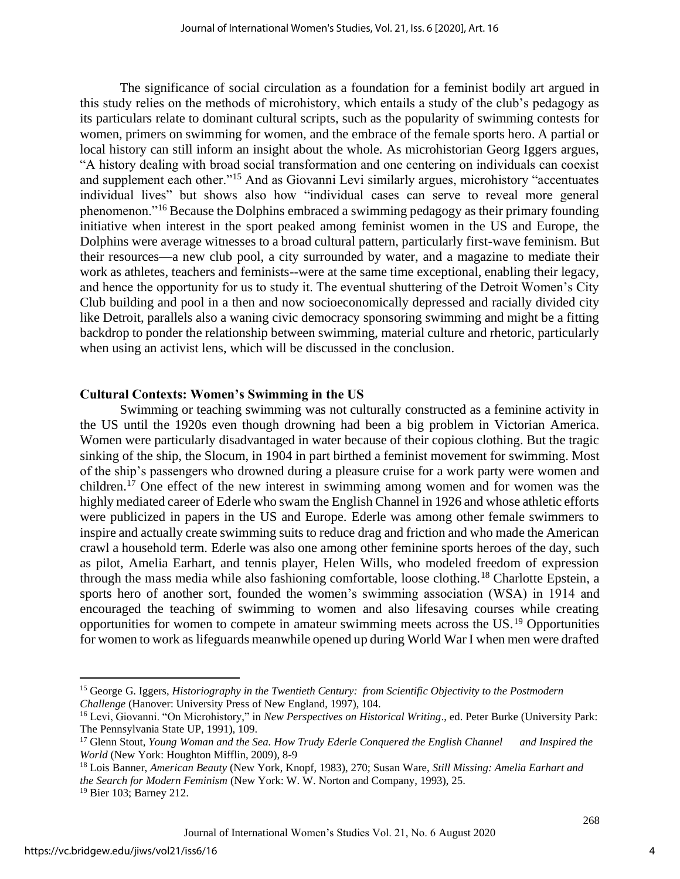The significance of social circulation as a foundation for a feminist bodily art argued in this study relies on the methods of microhistory, which entails a study of the club's pedagogy as its particulars relate to dominant cultural scripts, such as the popularity of swimming contests for women, primers on swimming for women, and the embrace of the female sports hero. A partial or local history can still inform an insight about the whole. As microhistorian Georg Iggers argues, "A history dealing with broad social transformation and one centering on individuals can coexist and supplement each other."[15] And as Giovanni Levi similarly argues, microhistory "accentuates individual lives" but shows also how "individual cases can serve to reveal more general phenomenon."[16] Because the Dolphins embraced a swimming pedagogy as their primary founding initiative when interest in the sport peaked among feminist women in the US and Europe, the Dolphins were average witnesses to a broad cultural pattern, particularly first-wave feminism. But their resources—a new club pool, a city surrounded by water, and a magazine to mediate their work as athletes, teachers and feminists--were at the same time exceptional, enabling their legacy, and hence the opportunity for us to study it. The eventual shuttering of the Detroit Women's City Club building and pool in a then and now socioeconomically depressed and racially divided city like Detroit, parallels also a waning civic democracy sponsoring swimming and might be a fitting backdrop to ponder the relationship between swimming, material culture and rhetoric, particularly when using an activist lens, which will be discussed in the conclusion.

## Cultural Contexts: Women's Swimming in the US

Swimming or teaching swimming was not culturally constructed as a feminine activity in the US until the 1920s even though drowning had been a big problem in Victorian America. Women were particularly disadvantaged in water because of their copious clothing. But the tragic sinking of the ship, the Slocum, in 1904 in part birthed a feminist movement for swimming. Most of the ship's passengers who drowned during a pleasure cruise for a work party were women and children.[17] One effect of the new interest in swimming among women and for women was the highly mediated career of Ederle who swam the English Channel in 1926 and whose athletic efforts were publicized in papers in the US and Europe. Ederle was among other female swimmers to inspire and actually create swimming suits to reduce drag and friction and who made the American crawl a household term. Ederle was also one among other feminine sports heroes of the day, such as pilot, Amelia Earhart, and tennis player, Helen Wills, who modeled freedom of expression through the mass media while also fashioning comfortable, loose clothing.[18] Charlotte Epstein, a sports hero of another sort, founded the women's swimming association (WSA) in 1914 and encouraged the teaching of swimming to women and also lifesaving courses while creating opportunities for women to compete in amateur swimming meets across the US.[19] Opportunities for women to work as lifeguards meanwhile opened up during World War I when men were drafted

---

[15] George G. Iggers, *Historiography in the Twentieth Century: from Scientific Objectivity to the Postmodern Challenge* (Hanover: University Press of New England, 1997), 104.

[16] Levi, Giovanni. "On Microhistory," in *New Perspectives on Historical Writing*., ed. Peter Burke (University Park: The Pennsylvania State UP, 1991), 109.

[17] Glenn Stout, *Young Woman and the Sea. How Trudy Ederle Conquered the English Channel and Inspired the World* (New York: Houghton Mifflin, 2009), 8-9

[18] Lois Banner, *American Beauty* (New York, Knopf, 1983), 270; Susan Ware, *Still Missing: Amelia Earhart and the Search for Modern Feminism* (New York: W. W. Norton and Company, 1993), 25.

[19] Bier 103; Barney 212.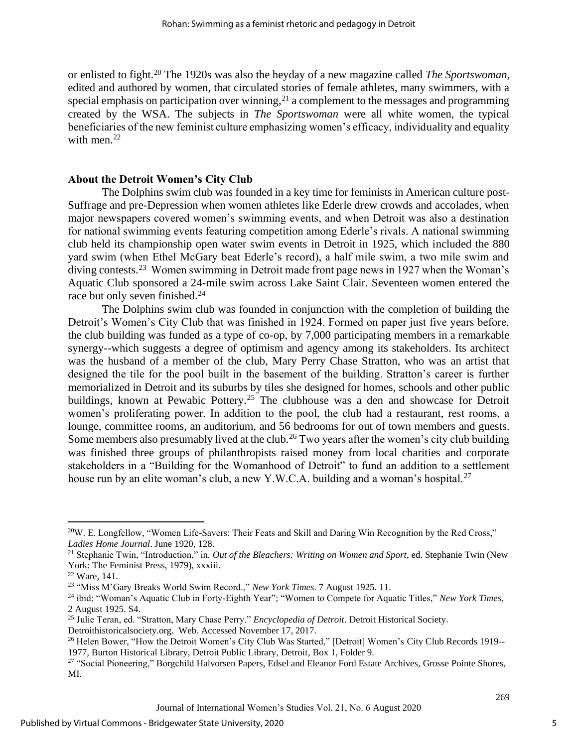or enlisted to fight.[20] The 1920s was also the heyday of a new magazine called *The Sportswoman*, edited and authored by women, that circulated stories of female athletes, many swimmers, with a special emphasis on participation over winning,[21] a complement to the messages and programming created by the WSA. The subjects in *The Sportswoman* were all white women, the typical beneficiaries of the new feminist culture emphasizing women's efficacy, individuality and equality with men.[22]

**About the Detroit Women's City Club**

The Dolphins swim club was founded in a key time for feminists in American culture post-Suffrage and pre-Depression when women athletes like Ederle drew crowds and accolades, when major newspapers covered women's swimming events, and when Detroit was also a destination for national swimming events featuring competition among Ederle's rivals. A national swimming club held its championship open water swim events in Detroit in 1925, which included the 880 yard swim (when Ethel McGary beat Ederle's record), a half mile swim, a two mile swim and diving contests.[23] Women swimming in Detroit made front page news in 1927 when the Woman's Aquatic Club sponsored a 24-mile swim across Lake Saint Clair. Seventeen women entered the race but only seven finished.[24]

The Dolphins swim club was founded in conjunction with the completion of building the Detroit's Women's City Club that was finished in 1924. Formed on paper just five years before, the club building was funded as a type of co-op, by 7,000 participating members in a remarkable synergy--which suggests a degree of optimism and agency among its stakeholders. Its architect was the husband of a member of the club, Mary Perry Chase Stratton, who was an artist that designed the tile for the pool built in the basement of the building. Stratton's career is further memorialized in Detroit and its suburbs by tiles she designed for homes, schools and other public buildings, known at Pewabic Pottery.[25] The clubhouse was a den and showcase for Detroit women's proliferating power. In addition to the pool, the club had a restaurant, rest rooms, a lounge, committee rooms, an auditorium, and 56 bedrooms for out of town members and guests. Some members also presumably lived at the club.[26] Two years after the women's city club building was finished three groups of philanthropists raised money from local charities and corporate stakeholders in a "Building for the Womanhood of Detroit" to fund an addition to a settlement house run by an elite woman's club, a new Y.W.C.A. building and a woman's hospital.[27]

---

[20] W. E. Longfellow, "Women Life-Savers: Their Feats and Skill and Daring Win Recognition by the Red Cross," *Ladies Home Journal*. June 1920, 128.

[21] Stephanie Twin, "Introduction," in. *Out of the Bleachers: Writing on Women and Sport*, ed. Stephanie Twin (New York: The Feminist Press, 1979), xxxiii.

[22] Ware, 141.

[23] "Miss M'Gary Breaks World Swim Record.," *New York Times*. 7 August 1925. 11.

[24] ibid; "Woman's Aquatic Club in Forty-Eighth Year"; "Women to Compete for Aquatic Titles," *New York Times*, 2 August 1925. S4.

[25] Julie Teran, ed. "Stratton, Mary Chase Perry." *Encyclopedia of Detroit*. Detroit Historical Society. Detroithistoricalsociety.org. Web. Accessed November 17, 2017.

[26] Helen Bower, "How the Detroit Women's City Club Was Started," [Detroit] Women's City Club Records 1919--1977, Burton Historical Library, Detroit Public Library, Detroit, Box 1, Folder 9.

[27] "Social Pioneering," Borgchild Halvorsen Papers, Edsel and Eleanor Ford Estate Archives, Grosse Pointe Shores, MI.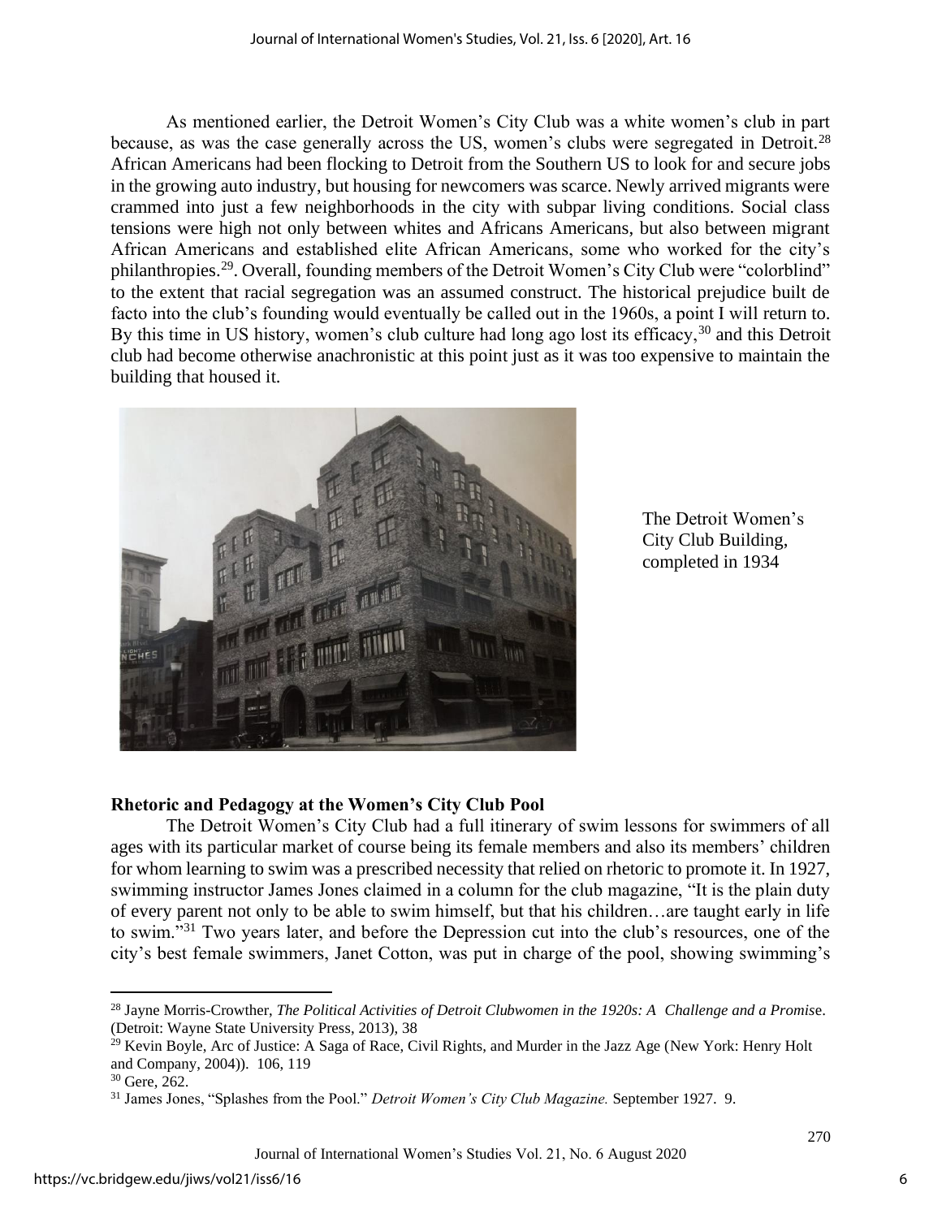As mentioned earlier, the Detroit Women's City Club was a white women's club in part because, as was the case generally across the US, women's clubs were segregated in Detroit.[28] African Americans had been flocking to Detroit from the Southern US to look for and secure jobs in the growing auto industry, but housing for newcomers was scarce. Newly arrived migrants were crammed into just a few neighborhoods in the city with subpar living conditions. Social class tensions were high not only between whites and Africans Americans, but also between migrant African Americans and established elite African Americans, some who worked for the city's philanthropies.[29]. Overall, founding members of the Detroit Women's City Club were "colorblind" to the extent that racial segregation was an assumed construct. The historical prejudice built de facto into the club's founding would eventually be called out in the 1960s, a point I will return to. By this time in US history, women's club culture had long ago lost its efficacy,[30] and this Detroit club had become otherwise anachronistic at this point just as it was too expensive to maintain the building that housed it.

The Detroit Women's City Club Building, completed in 1934

## Rhetoric and Pedagogy at the Women's City Club Pool

The Detroit Women's City Club had a full itinerary of swim lessons for swimmers of all ages with its particular market of course being its female members and also its members' children for whom learning to swim was a prescribed necessity that relied on rhetoric to promote it. In 1927, swimming instructor James Jones claimed in a column for the club magazine, "It is the plain duty of every parent not only to be able to swim himself, but that his children…are taught early in life to swim."[31] Two years later, and before the Depression cut into the club's resources, one of the city's best female swimmers, Janet Cotton, was put in charge of the pool, showing swimming's

---

[28] Jayne Morris-Crowther, *The Political Activities of Detroit Clubwomen in the 1920s: A Challenge and a Promise*. (Detroit: Wayne State University Press, 2013), 38

[29] Kevin Boyle, Arc of Justice: A Saga of Race, Civil Rights, and Murder in the Jazz Age (New York: Henry Holt and Company, 2004)). 106, 119

[30] Gere, 262.

[31] James Jones, "Splashes from the Pool." *Detroit Women's City Club Magazine.* September 1927. 9.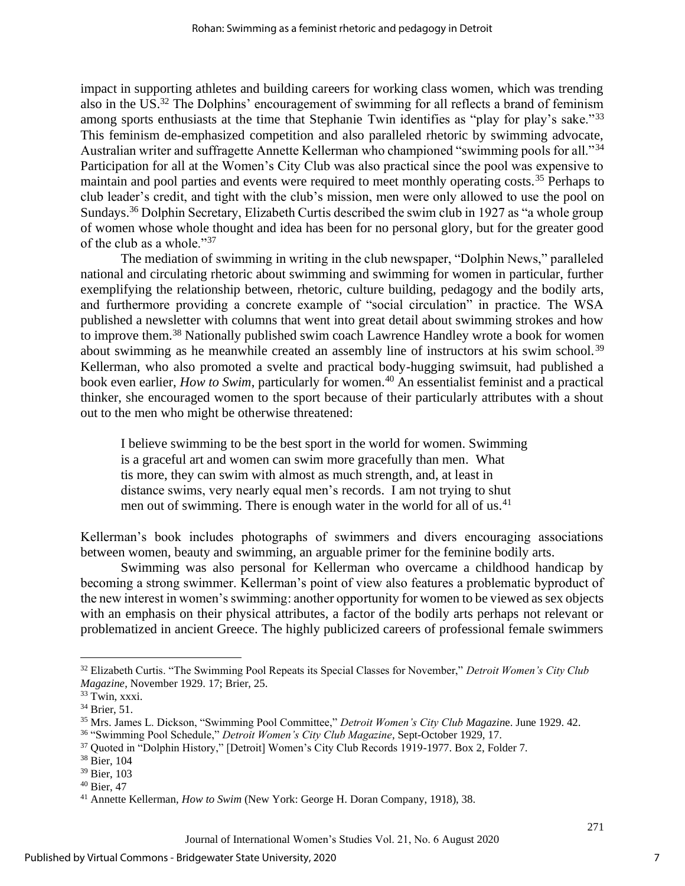impact in supporting athletes and building careers for working class women, which was trending also in the US.[32] The Dolphins' encouragement of swimming for all reflects a brand of feminism among sports enthusiasts at the time that Stephanie Twin identifies as "play for play's sake."[33] This feminism de-emphasized competition and also paralleled rhetoric by swimming advocate, Australian writer and suffragette Annette Kellerman who championed "swimming pools for all."[34] Participation for all at the Women's City Club was also practical since the pool was expensive to maintain and pool parties and events were required to meet monthly operating costs.[35] Perhaps to club leader's credit, and tight with the club's mission, men were only allowed to use the pool on Sundays.[36] Dolphin Secretary, Elizabeth Curtis described the swim club in 1927 as "a whole group of women whose whole thought and idea has been for no personal glory, but for the greater good of the club as a whole."[37]

The mediation of swimming in writing in the club newspaper, "Dolphin News," paralleled national and circulating rhetoric about swimming and swimming for women in particular, further exemplifying the relationship between, rhetoric, culture building, pedagogy and the bodily arts, and furthermore providing a concrete example of "social circulation" in practice. The WSA published a newsletter with columns that went into great detail about swimming strokes and how to improve them.[38] Nationally published swim coach Lawrence Handley wrote a book for women about swimming as he meanwhile created an assembly line of instructors at his swim school.[39] Kellerman, who also promoted a svelte and practical body-hugging swimsuit, had published a book even earlier, *How to Swim*, particularly for women.[40] An essentialist feminist and a practical thinker, she encouraged women to the sport because of their particularly attributes with a shout out to the men who might be otherwise threatened:

> I believe swimming to be the best sport in the world for women. Swimming is a graceful art and women can swim more gracefully than men. What tis more, they can swim with almost as much strength, and, at least in distance swims, very nearly equal men's records. I am not trying to shut men out of swimming. There is enough water in the world for all of us.[41]

Kellerman's book includes photographs of swimmers and divers encouraging associations between women, beauty and swimming, an arguable primer for the feminine bodily arts.

Swimming was also personal for Kellerman who overcame a childhood handicap by becoming a strong swimmer. Kellerman's point of view also features a problematic byproduct of the new interest in women's swimming: another opportunity for women to be viewed as sex objects with an emphasis on their physical attributes, a factor of the bodily arts perhaps not relevant or problematized in ancient Greece. The highly publicized careers of professional female swimmers

---

[32] Elizabeth Curtis. "The Swimming Pool Repeats its Special Classes for November," *Detroit Women's City Club Magazine*, November 1929. 17; Brier, 25.

[33] Twin, xxxi.

[34] Brier, 51.

[35] Mrs. James L. Dickson, "Swimming Pool Committee," *Detroit Women's City Club Magazine*. June 1929. 42.

[36] "Swimming Pool Schedule," *Detroit Women's City Club Magazine*, Sept-October 1929, 17.

[37] Quoted in "Dolphin History," [Detroit] Women's City Club Records 1919-1977. Box 2, Folder 7.

[38] Bier, 104

[39] Bier, 103

[40] Bier, 47

[41] Annette Kellerman, *How to Swim* (New York: George H. Doran Company, 1918), 38.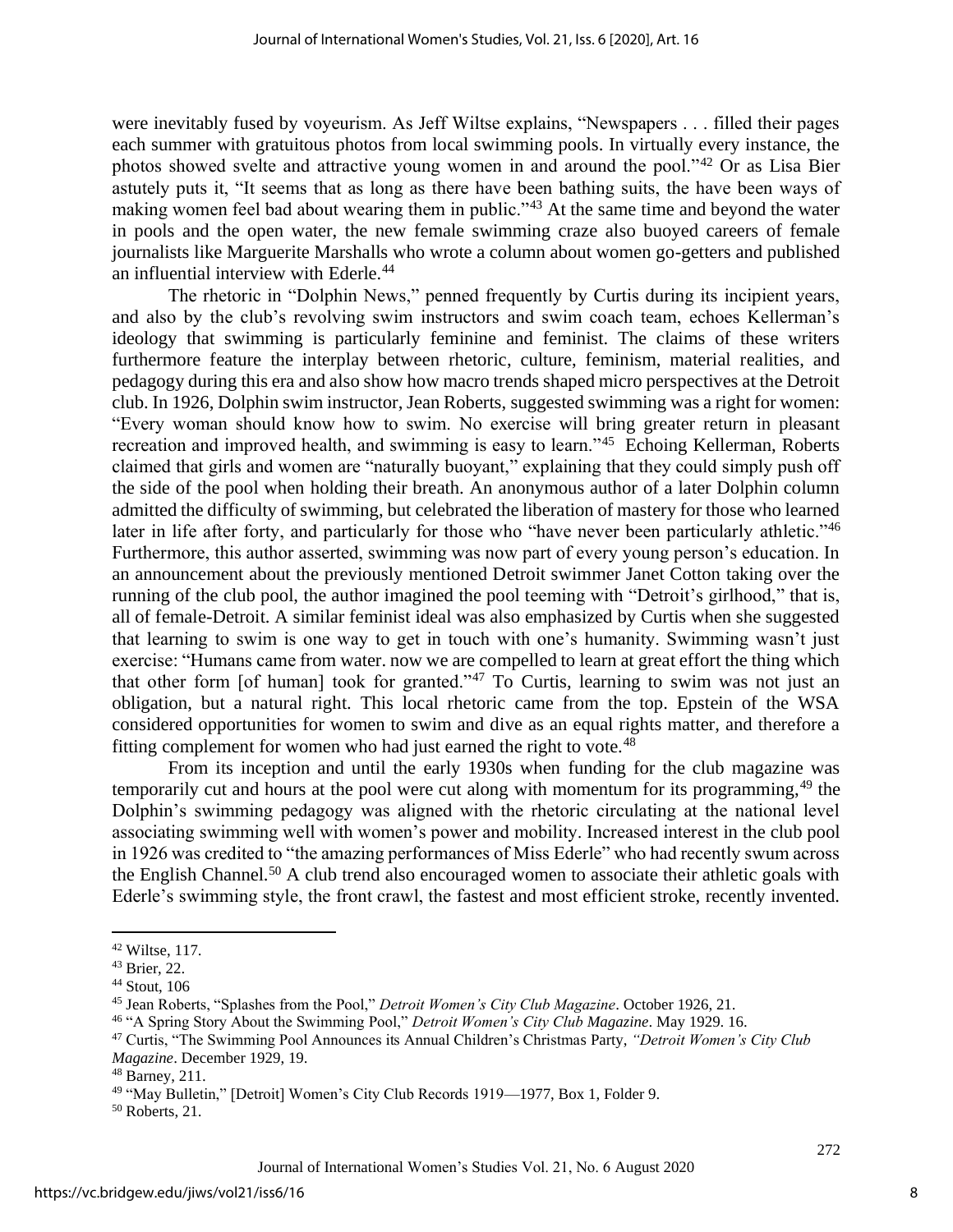were inevitably fused by voyeurism. As Jeff Wiltse explains, "Newspapers . . . filled their pages each summer with gratuitous photos from local swimming pools. In virtually every instance, the photos showed svelte and attractive young women in and around the pool."[42] Or as Lisa Bier astutely puts it, "It seems that as long as there have been bathing suits, the have been ways of making women feel bad about wearing them in public."[43] At the same time and beyond the water in pools and the open water, the new female swimming craze also buoyed careers of female journalists like Marguerite Marshalls who wrote a column about women go-getters and published an influential interview with Ederle.[44]

The rhetoric in "Dolphin News," penned frequently by Curtis during its incipient years, and also by the club's revolving swim instructors and swim coach team, echoes Kellerman's ideology that swimming is particularly feminine and feminist. The claims of these writers furthermore feature the interplay between rhetoric, culture, feminism, material realities, and pedagogy during this era and also show how macro trends shaped micro perspectives at the Detroit club. In 1926, Dolphin swim instructor, Jean Roberts, suggested swimming was a right for women: "Every woman should know how to swim. No exercise will bring greater return in pleasant recreation and improved health, and swimming is easy to learn."[45] Echoing Kellerman, Roberts claimed that girls and women are "naturally buoyant," explaining that they could simply push off the side of the pool when holding their breath. An anonymous author of a later Dolphin column admitted the difficulty of swimming, but celebrated the liberation of mastery for those who learned later in life after forty, and particularly for those who "have never been particularly athletic."[46] Furthermore, this author asserted, swimming was now part of every young person's education. In an announcement about the previously mentioned Detroit swimmer Janet Cotton taking over the running of the club pool, the author imagined the pool teeming with "Detroit's girlhood," that is, all of female-Detroit. A similar feminist ideal was also emphasized by Curtis when she suggested that learning to swim is one way to get in touch with one's humanity. Swimming wasn't just exercise: "Humans came from water. now we are compelled to learn at great effort the thing which that other form [of human] took for granted."[47] To Curtis, learning to swim was not just an obligation, but a natural right. This local rhetoric came from the top. Epstein of the WSA considered opportunities for women to swim and dive as an equal rights matter, and therefore a fitting complement for women who had just earned the right to vote.[48]

From its inception and until the early 1930s when funding for the club magazine was temporarily cut and hours at the pool were cut along with momentum for its programming,[49] the Dolphin's swimming pedagogy was aligned with the rhetoric circulating at the national level associating swimming well with women's power and mobility. Increased interest in the club pool in 1926 was credited to "the amazing performances of Miss Ederle" who had recently swum across the English Channel.[50] A club trend also encouraged women to associate their athletic goals with Ederle's swimming style, the front crawl, the fastest and most efficient stroke, recently invented.

---

[42] Wiltse, 117.

[43] Brier, 22.

[44] Stout, 106

[45] Jean Roberts, "Splashes from the Pool," *Detroit Women's City Club Magazine*. October 1926, 21.

[46] "A Spring Story About the Swimming Pool," *Detroit Women's City Club Magazine*. May 1929. 16.

[47] Curtis, "The Swimming Pool Announces its Annual Children's Christmas Party, *"Detroit Women's City Club Magazine*. December 1929, 19.

[48] Barney, 211.

[49] "May Bulletin," [Detroit] Women's City Club Records 1919—1977, Box 1, Folder 9.

[50] Roberts, 21.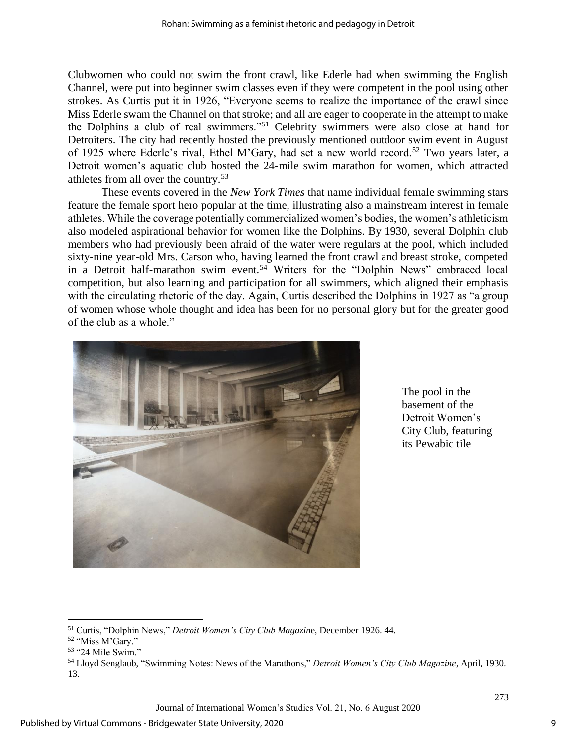Clubwomen who could not swim the front crawl, like Ederle had when swimming the English Channel, were put into beginner swim classes even if they were competent in the pool using other strokes. As Curtis put it in 1926, "Everyone seems to realize the importance of the crawl since Miss Ederle swam the Channel on that stroke; and all are eager to cooperate in the attempt to make the Dolphins a club of real swimmers."[51] Celebrity swimmers were also close at hand for Detroiters. The city had recently hosted the previously mentioned outdoor swim event in August of 1925 where Ederle's rival, Ethel M'Gary, had set a new world record.[52] Two years later, a Detroit women's aquatic club hosted the 24-mile swim marathon for women, which attracted athletes from all over the country.[53]

These events covered in the *New York Times* that name individual female swimming stars feature the female sport hero popular at the time, illustrating also a mainstream interest in female athletes. While the coverage potentially commercialized women's bodies, the women's athleticism also modeled aspirational behavior for women like the Dolphins. By 1930, several Dolphin club members who had previously been afraid of the water were regulars at the pool, which included sixty-nine year-old Mrs. Carson who, having learned the front crawl and breast stroke, competed in a Detroit half-marathon swim event.[54] Writers for the "Dolphin News" embraced local competition, but also learning and participation for all swimmers, which aligned their emphasis with the circulating rhetoric of the day. Again, Curtis described the Dolphins in 1927 as "a group of women whose whole thought and idea has been for no personal glory but for the greater good of the club as a whole."

The pool in the basement of the Detroit Women's City Club, featuring its Pewabic tile

[51] Curtis, "Dolphin News," *Detroit Women's City Club Magazin*e, December 1926. 44.
[52] "Miss M'Gary."
[53] "24 Mile Swim."
[54] Lloyd Senglaub, "Swimming Notes: News of the Marathons," *Detroit Women's City Club Magazine*, April, 1930. 13.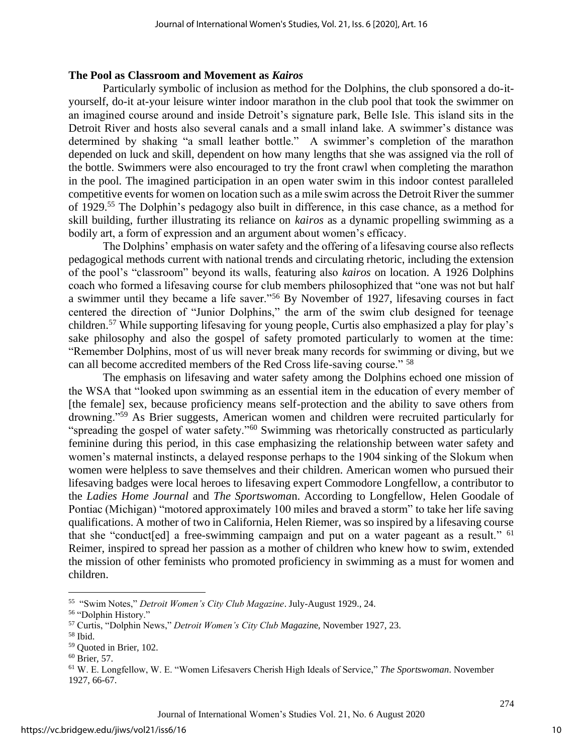### The Pool as Classroom and Movement as *Kairos*

Particularly symbolic of inclusion as method for the Dolphins, the club sponsored a do-it-yourself, do-it at-your leisure winter indoor marathon in the club pool that took the swimmer on an imagined course around and inside Detroit's signature park, Belle Isle. This island sits in the Detroit River and hosts also several canals and a small inland lake. A swimmer's distance was determined by shaking "a small leather bottle." A swimmer's completion of the marathon depended on luck and skill, dependent on how many lengths that she was assigned via the roll of the bottle. Swimmers were also encouraged to try the front crawl when completing the marathon in the pool. The imagined participation in an open water swim in this indoor contest paralleled competitive events for women on location such as a mile swim across the Detroit River the summer of 1929.[55] The Dolphin's pedagogy also built in difference, in this case chance, as a method for skill building, further illustrating its reliance on *kairos* as a dynamic propelling swimming as a bodily art, a form of expression and an argument about women's efficacy.

The Dolphins' emphasis on water safety and the offering of a lifesaving course also reflects pedagogical methods current with national trends and circulating rhetoric, including the extension of the pool's "classroom" beyond its walls, featuring also *kairos* on location. A 1926 Dolphins coach who formed a lifesaving course for club members philosophized that "one was not but half a swimmer until they became a life saver."[56] By November of 1927, lifesaving courses in fact centered the direction of "Junior Dolphins," the arm of the swim club designed for teenage children.[57] While supporting lifesaving for young people, Curtis also emphasized a play for play's sake philosophy and also the gospel of safety promoted particularly to women at the time: "Remember Dolphins, most of us will never break many records for swimming or diving, but we can all become accredited members of the Red Cross life-saving course." [58]

The emphasis on lifesaving and water safety among the Dolphins echoed one mission of the WSA that "looked upon swimming as an essential item in the education of every member of [the female] sex, because proficiency means self-protection and the ability to save others from drowning."[59] As Brier suggests, American women and children were recruited particularly for "spreading the gospel of water safety."[60] Swimming was rhetorically constructed as particularly feminine during this period, in this case emphasizing the relationship between water safety and women's maternal instincts, a delayed response perhaps to the 1904 sinking of the Slokum when women were helpless to save themselves and their children. American women who pursued their lifesaving badges were local heroes to lifesaving expert Commodore Longfellow, a contributor to the *Ladies Home Journal* and *The Sportswoman*. According to Longfellow, Helen Goodale of Pontiac (Michigan) "motored approximately 100 miles and braved a storm" to take her life saving qualifications. A mother of two in California, Helen Riemer, was so inspired by a lifesaving course that she "conduct[ed] a free-swimming campaign and put on a water pageant as a result." [61] Reimer, inspired to spread her passion as a mother of children who knew how to swim, extended the mission of other feminists who promoted proficiency in swimming as a must for women and children.

---

[55] "Swim Notes," *Detroit Women's City Club Magazine*. July-August 1929., 24.

[56] "Dolphin History."

[57] Curtis, "Dolphin News," *Detroit Women's City Club Magazine*, November 1927, 23.

[58] Ibid.

[59] Quoted in Brier, 102.

[60] Brier, 57.

[61] W. E. Longfellow, W. E. "Women Lifesavers Cherish High Ideals of Service," *The Sportswoman*. November 1927, 66-67.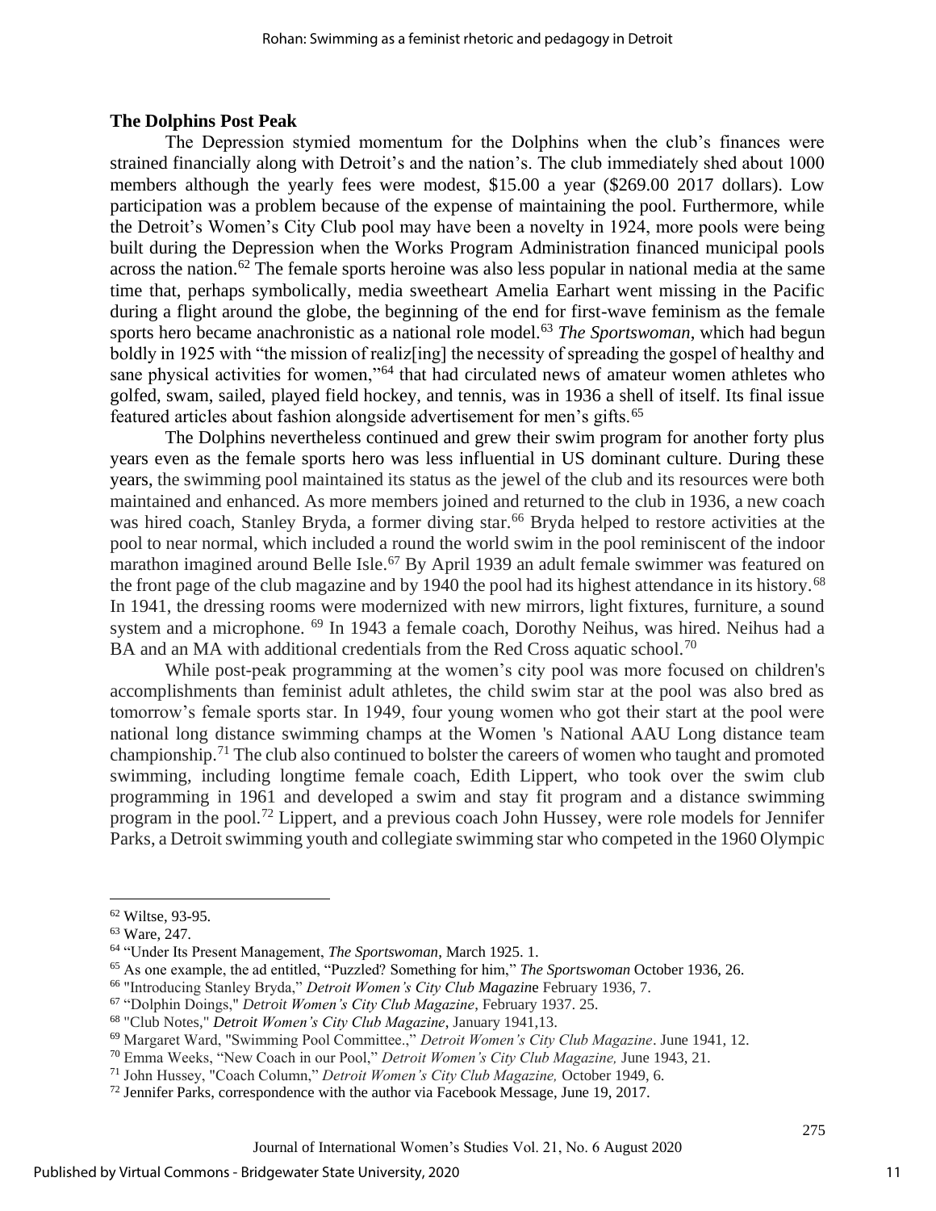### The Dolphins Post Peak

The Depression stymied momentum for the Dolphins when the club's finances were strained financially along with Detroit's and the nation's. The club immediately shed about 1000 members although the yearly fees were modest, $15.00 a year ($269.00 2017 dollars). Low participation was a problem because of the expense of maintaining the pool. Furthermore, while the Detroit's Women's City Club pool may have been a novelty in 1924, more pools were being built during the Depression when the Works Program Administration financed municipal pools across the nation.[62] The female sports heroine was also less popular in national media at the same time that, perhaps symbolically, media sweetheart Amelia Earhart went missing in the Pacific during a flight around the globe, the beginning of the end for first-wave feminism as the female sports hero became anachronistic as a national role model.[63] *The Sportswoman*, which had begun boldly in 1925 with "the mission of realiz[ing] the necessity of spreading the gospel of healthy and sane physical activities for women,"[64] that had circulated news of amateur women athletes who golfed, swam, sailed, played field hockey, and tennis, was in 1936 a shell of itself. Its final issue featured articles about fashion alongside advertisement for men's gifts.[65]

The Dolphins nevertheless continued and grew their swim program for another forty plus years even as the female sports hero was less influential in US dominant culture. During these years, the swimming pool maintained its status as the jewel of the club and its resources were both maintained and enhanced. As more members joined and returned to the club in 1936, a new coach was hired coach, Stanley Bryda, a former diving star.[66] Bryda helped to restore activities at the pool to near normal, which included a round the world swim in the pool reminiscent of the indoor marathon imagined around Belle Isle.[67] By April 1939 an adult female swimmer was featured on the front page of the club magazine and by 1940 the pool had its highest attendance in its history.[68] In 1941, the dressing rooms were modernized with new mirrors, light fixtures, furniture, a sound system and a microphone. [69] In 1943 a female coach, Dorothy Neihus, was hired. Neihus had a BA and an MA with additional credentials from the Red Cross aquatic school.[70]

While post-peak programming at the women's city pool was more focused on children's accomplishments than feminist adult athletes, the child swim star at the pool was also bred as tomorrow's female sports star. In 1949, four young women who got their start at the pool were national long distance swimming champs at the Women 's National AAU Long distance team championship.[71] The club also continued to bolster the careers of women who taught and promoted swimming, including longtime female coach, Edith Lippert, who took over the swim club programming in 1961 and developed a swim and stay fit program and a distance swimming program in the pool.[72] Lippert, and a previous coach John Hussey, were role models for Jennifer Parks, a Detroit swimming youth and collegiate swimming star who competed in the 1960 Olympic

---

[62] Wiltse, 93-95.

[63] Ware, 247.

[64] "Under Its Present Management, *The Sportswoman*, March 1925. 1.

[65] As one example, the ad entitled, "Puzzled? Something for him," *The Sportswoman* October 1936, 26.

[66] "Introducing Stanley Bryda," *Detroit Women's City Club Magazine* February 1936, 7.

[67] "Dolphin Doings," *Detroit Women's City Club Magazine*, February 1937. 25.

[68] "Club Notes," *Detroit Women's City Club Magazine*, January 1941,13.

[69] Margaret Ward, "Swimming Pool Committee.," *Detroit Women's City Club Magazine*. June 1941, 12.

[70] Emma Weeks, "New Coach in our Pool," *Detroit Women's City Club Magazine,* June 1943, 21.

[71] John Hussey, "Coach Column," *Detroit Women's City Club Magazine,* October 1949, 6.

[72] Jennifer Parks, correspondence with the author via Facebook Message, June 19, 2017.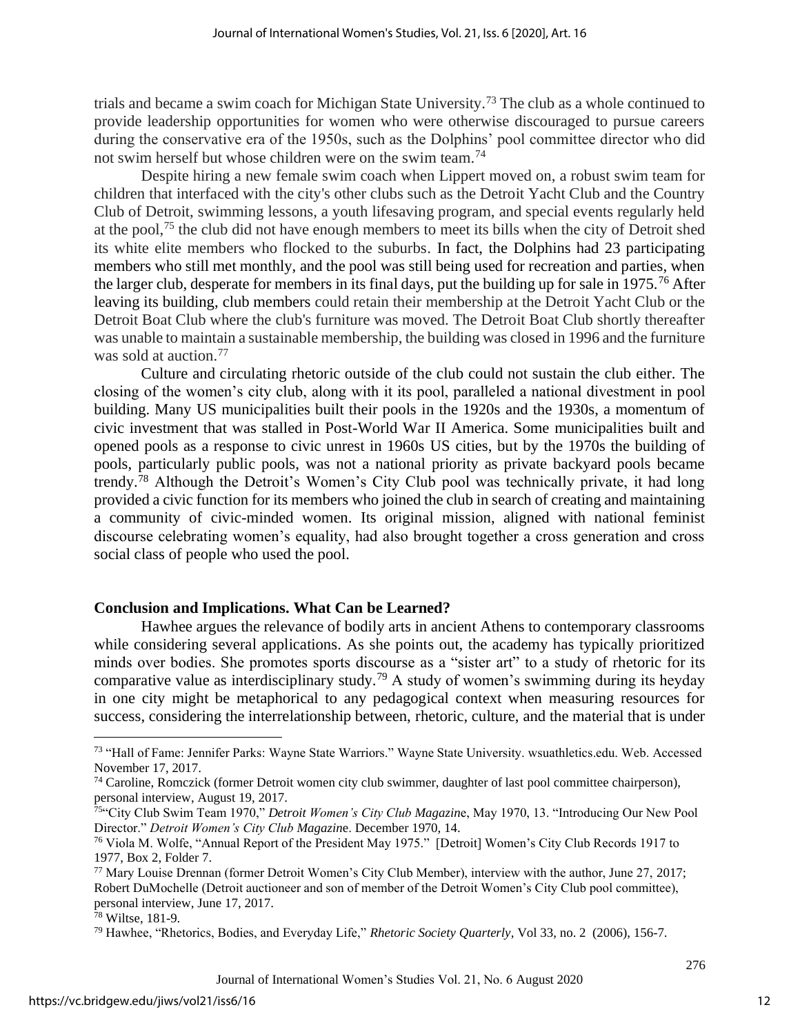trials and became a swim coach for Michigan State University.[73] The club as a whole continued to provide leadership opportunities for women who were otherwise discouraged to pursue careers during the conservative era of the 1950s, such as the Dolphins' pool committee director who did not swim herself but whose children were on the swim team.[74]

Despite hiring a new female swim coach when Lippert moved on, a robust swim team for children that interfaced with the city's other clubs such as the Detroit Yacht Club and the Country Club of Detroit, swimming lessons, a youth lifesaving program, and special events regularly held at the pool,[75] the club did not have enough members to meet its bills when the city of Detroit shed its white elite members who flocked to the suburbs. In fact, the Dolphins had 23 participating members who still met monthly, and the pool was still being used for recreation and parties, when the larger club, desperate for members in its final days, put the building up for sale in 1975.[76] After leaving its building, club members could retain their membership at the Detroit Yacht Club or the Detroit Boat Club where the club's furniture was moved. The Detroit Boat Club shortly thereafter was unable to maintain a sustainable membership, the building was closed in 1996 and the furniture was sold at auction.[77]

Culture and circulating rhetoric outside of the club could not sustain the club either. The closing of the women's city club, along with it its pool, paralleled a national divestment in pool building. Many US municipalities built their pools in the 1920s and the 1930s, a momentum of civic investment that was stalled in Post-World War II America. Some municipalities built and opened pools as a response to civic unrest in 1960s US cities, but by the 1970s the building of pools, particularly public pools, was not a national priority as private backyard pools became trendy.[78] Although the Detroit's Women's City Club pool was technically private, it had long provided a civic function for its members who joined the club in search of creating and maintaining a community of civic-minded women. Its original mission, aligned with national feminist discourse celebrating women's equality, had also brought together a cross generation and cross social class of people who used the pool.

## Conclusion and Implications. What Can be Learned?

Hawhee argues the relevance of bodily arts in ancient Athens to contemporary classrooms while considering several applications. As she points out, the academy has typically prioritized minds over bodies. She promotes sports discourse as a "sister art" to a study of rhetoric for its comparative value as interdisciplinary study.[79] A study of women's swimming during its heyday in one city might be metaphorical to any pedagogical context when measuring resources for success, considering the interrelationship between, rhetoric, culture, and the material that is under

---

[73] "Hall of Fame: Jennifer Parks: Wayne State Warriors." Wayne State University. wsuathletics.edu. Web. Accessed November 17, 2017.

[74] Caroline, Romczick (former Detroit women city club swimmer, daughter of last pool committee chairperson), personal interview, August 19, 2017.

[75] "City Club Swim Team 1970," *Detroit Women's City Club Magazine*, May 1970, 13. "Introducing Our New Pool Director." *Detroit Women's City Club Magazine*. December 1970, 14.

[76] Viola M. Wolfe, "Annual Report of the President May 1975." [Detroit] Women's City Club Records 1917 to 1977, Box 2, Folder 7.

[77] Mary Louise Drennan (former Detroit Women's City Club Member), interview with the author, June 27, 2017; Robert DuMochelle (Detroit auctioneer and son of member of the Detroit Women's City Club pool committee), personal interview, June 17, 2017.

[78] Wiltse, 181-9.

[79] Hawhee, "Rhetorics, Bodies, and Everyday Life," *Rhetoric Society Quarterly*, Vol 33, no. 2 (2006), 156-7.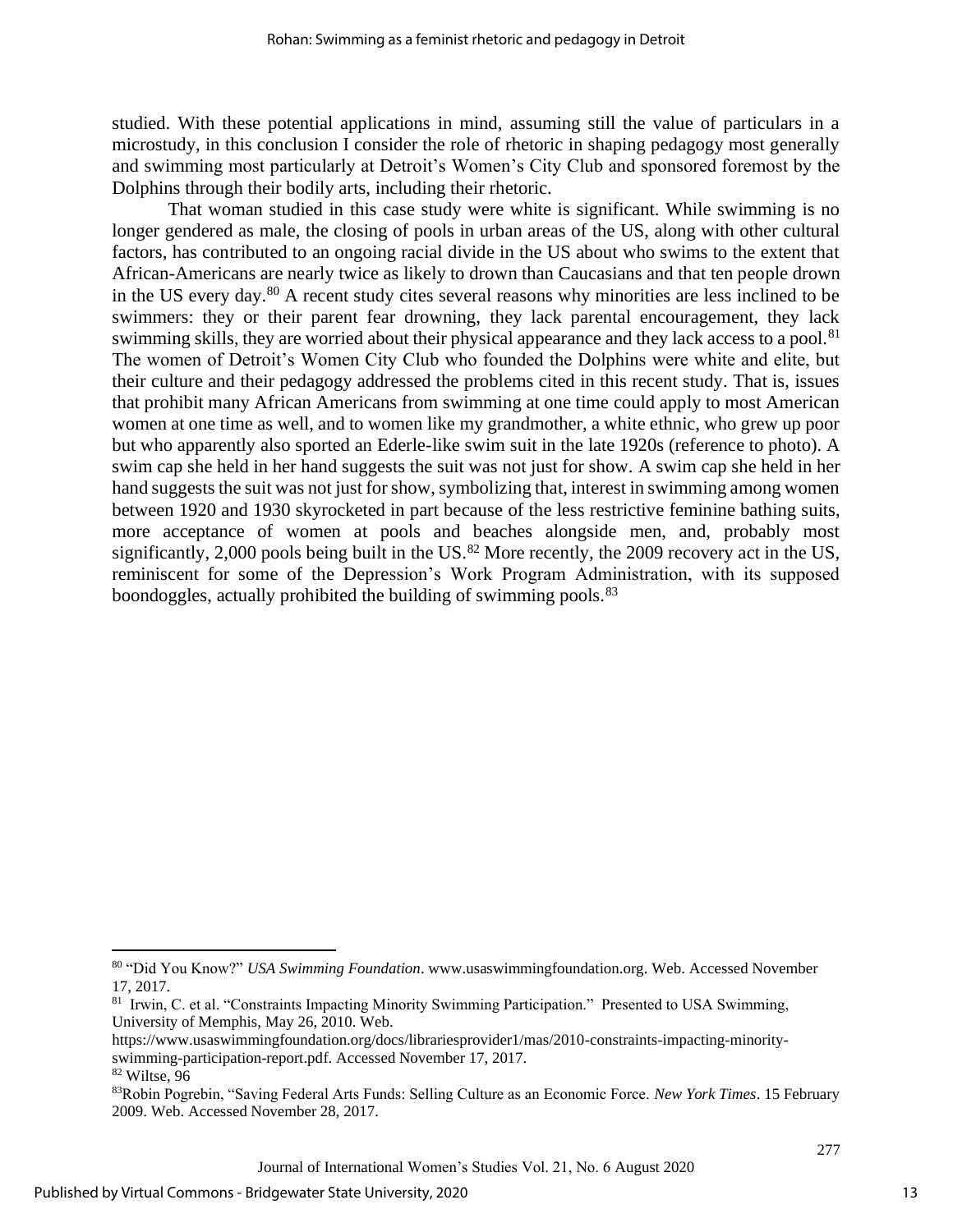studied. With these potential applications in mind, assuming still the value of particulars in a microstudy, in this conclusion I consider the role of rhetoric in shaping pedagogy most generally and swimming most particularly at Detroit's Women's City Club and sponsored foremost by the Dolphins through their bodily arts, including their rhetoric.

That woman studied in this case study were white is significant. While swimming is no longer gendered as male, the closing of pools in urban areas of the US, along with other cultural factors, has contributed to an ongoing racial divide in the US about who swims to the extent that African-Americans are nearly twice as likely to drown than Caucasians and that ten people drown in the US every day.[80] A recent study cites several reasons why minorities are less inclined to be swimmers: they or their parent fear drowning, they lack parental encouragement, they lack swimming skills, they are worried about their physical appearance and they lack access to a pool.[81] The women of Detroit's Women City Club who founded the Dolphins were white and elite, but their culture and their pedagogy addressed the problems cited in this recent study. That is, issues that prohibit many African Americans from swimming at one time could apply to most American women at one time as well, and to women like my grandmother, a white ethnic, who grew up poor but who apparently also sported an Ederle-like swim suit in the late 1920s (reference to photo). A swim cap she held in her hand suggests the suit was not just for show. A swim cap she held in her hand suggests the suit was not just for show, symbolizing that, interest in swimming among women between 1920 and 1930 skyrocketed in part because of the less restrictive feminine bathing suits, more acceptance of women at pools and beaches alongside men, and, probably most significantly, 2,000 pools being built in the US.[82] More recently, the 2009 recovery act in the US, reminiscent for some of the Depression's Work Program Administration, with its supposed boondoggles, actually prohibited the building of swimming pools.[83]

---

[80] "Did You Know?" *USA Swimming Foundation*. www.usaswimmingfoundation.org. Web. Accessed November 17, 2017.

[81] Irwin, C. et al. "Constraints Impacting Minority Swimming Participation." Presented to USA Swimming, University of Memphis, May 26, 2010. Web. https://www.usaswimmingfoundation.org/docs/librariesprovider1/mas/2010-constraints-impacting-minority-swimming-participation-report.pdf. Accessed November 17, 2017.

[82] Wiltse, 96

[83] Robin Pogrebin, "Saving Federal Arts Funds: Selling Culture as an Economic Force. *New York Times*. 15 February 2009. Web. Accessed November 28, 2017.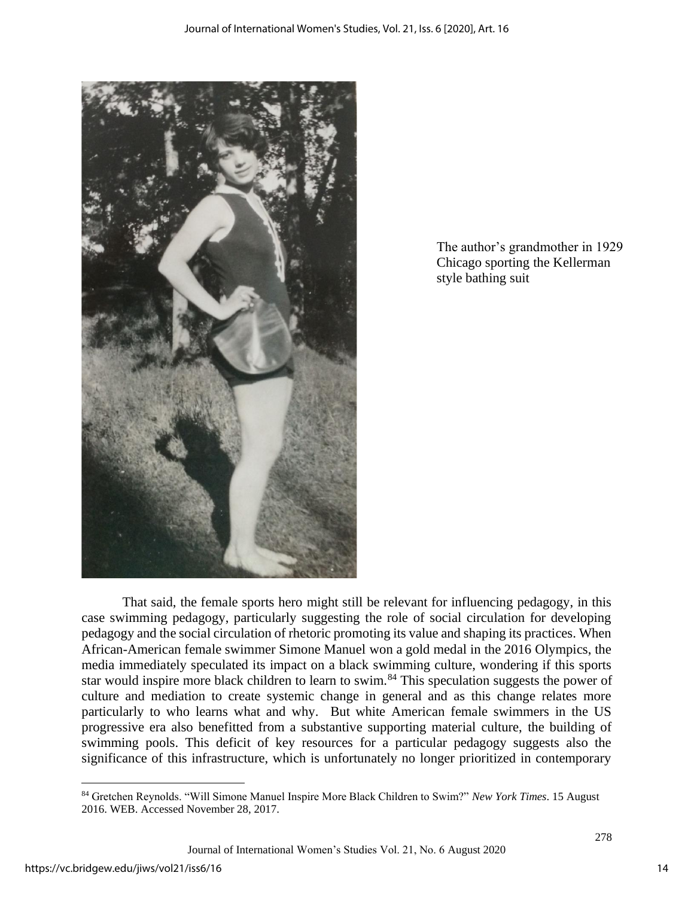The author's grandmother in 1929 Chicago sporting the Kellerman style bathing suit

That said, the female sports hero might still be relevant for influencing pedagogy, in this case swimming pedagogy, particularly suggesting the role of social circulation for developing pedagogy and the social circulation of rhetoric promoting its value and shaping its practices. When African-American female swimmer Simone Manuel won a gold medal in the 2016 Olympics, the media immediately speculated its impact on a black swimming culture, wondering if this sports star would inspire more black children to learn to swim.[84] This speculation suggests the power of culture and mediation to create systemic change in general and as this change relates more particularly to who learns what and why. But white American female swimmers in the US progressive era also benefitted from a substantive supporting material culture, the building of swimming pools. This deficit of key resources for a particular pedagogy suggests also the significance of this infrastructure, which is unfortunately no longer prioritized in contemporary

[84] Gretchen Reynolds. "Will Simone Manuel Inspire More Black Children to Swim?" *New York Times*. 15 August 2016. WEB. Accessed November 28, 2017.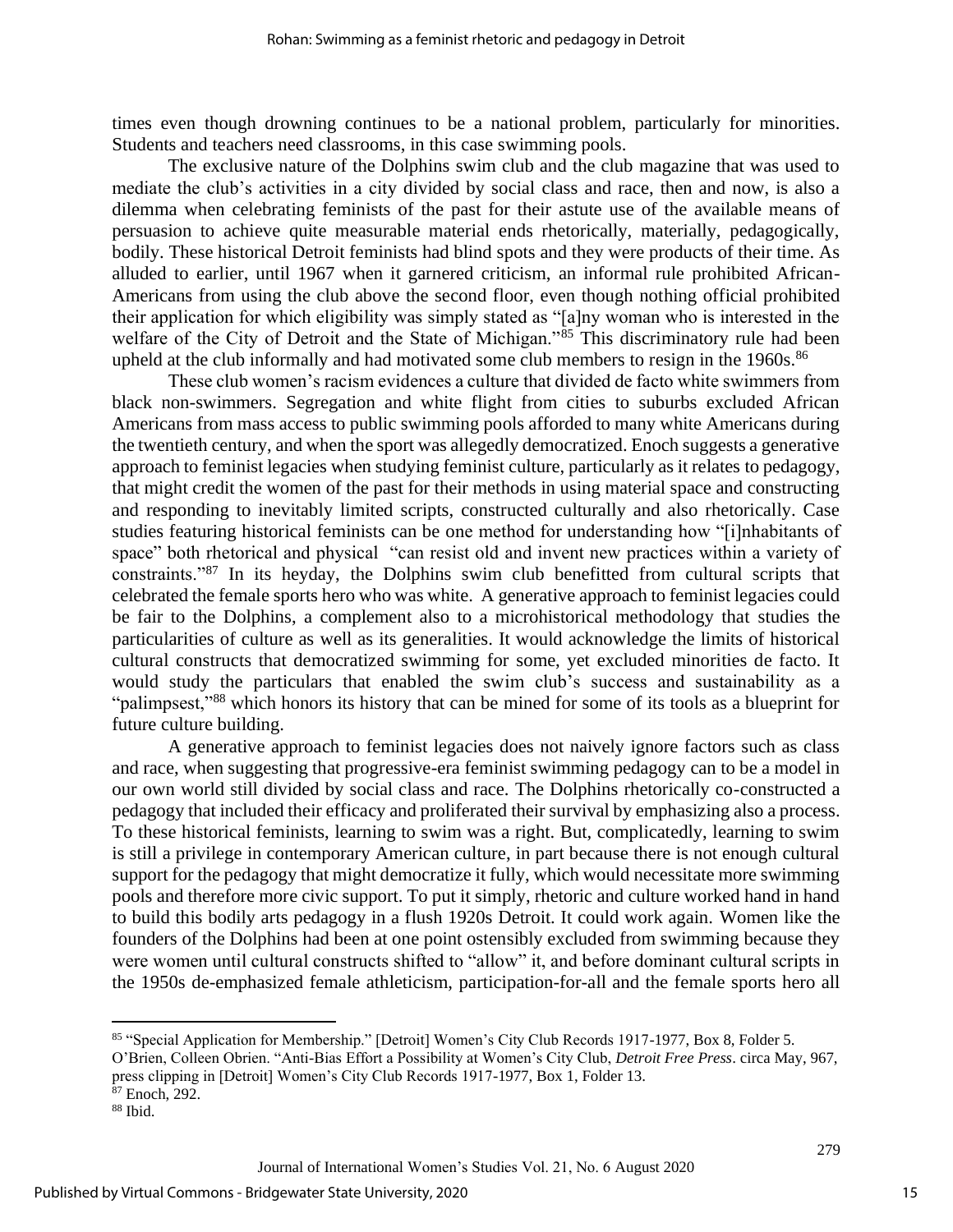times even though drowning continues to be a national problem, particularly for minorities. Students and teachers need classrooms, in this case swimming pools.

The exclusive nature of the Dolphins swim club and the club magazine that was used to mediate the club's activities in a city divided by social class and race, then and now, is also a dilemma when celebrating feminists of the past for their astute use of the available means of persuasion to achieve quite measurable material ends rhetorically, materially, pedagogically, bodily. These historical Detroit feminists had blind spots and they were products of their time. As alluded to earlier, until 1967 when it garnered criticism, an informal rule prohibited African-Americans from using the club above the second floor, even though nothing official prohibited their application for which eligibility was simply stated as "[a]ny woman who is interested in the welfare of the City of Detroit and the State of Michigan."[85] This discriminatory rule had been upheld at the club informally and had motivated some club members to resign in the 1960s.[86]

These club women's racism evidences a culture that divided de facto white swimmers from black non-swimmers. Segregation and white flight from cities to suburbs excluded African Americans from mass access to public swimming pools afforded to many white Americans during the twentieth century, and when the sport was allegedly democratized. Enoch suggests a generative approach to feminist legacies when studying feminist culture, particularly as it relates to pedagogy, that might credit the women of the past for their methods in using material space and constructing and responding to inevitably limited scripts, constructed culturally and also rhetorically. Case studies featuring historical feminists can be one method for understanding how "[i]nhabitants of space" both rhetorical and physical "can resist old and invent new practices within a variety of constraints."[87] In its heyday, the Dolphins swim club benefitted from cultural scripts that celebrated the female sports hero who was white. A generative approach to feminist legacies could be fair to the Dolphins, a complement also to a microhistorical methodology that studies the particularities of culture as well as its generalities. It would acknowledge the limits of historical cultural constructs that democratized swimming for some, yet excluded minorities de facto. It would study the particulars that enabled the swim club's success and sustainability as a "palimpsest,"[88] which honors its history that can be mined for some of its tools as a blueprint for future culture building.

A generative approach to feminist legacies does not naively ignore factors such as class and race, when suggesting that progressive-era feminist swimming pedagogy can to be a model in our own world still divided by social class and race. The Dolphins rhetorically co-constructed a pedagogy that included their efficacy and proliferated their survival by emphasizing also a process. To these historical feminists, learning to swim was a right. But, complicatedly, learning to swim is still a privilege in contemporary American culture, in part because there is not enough cultural support for the pedagogy that might democratize it fully, which would necessitate more swimming pools and therefore more civic support. To put it simply, rhetoric and culture worked hand in hand to build this bodily arts pedagogy in a flush 1920s Detroit. It could work again. Women like the founders of the Dolphins had been at one point ostensibly excluded from swimming because they were women until cultural constructs shifted to "allow" it, and before dominant cultural scripts in the 1950s de-emphasized female athleticism, participation-for-all and the female sports hero all

---

[85] "Special Application for Membership." [Detroit] Women's City Club Records 1917-1977, Box 8, Folder 5.
O'Brien, Colleen Obrien. "Anti-Bias Effort a Possibility at Women's City Club, *Detroit Free Press*. circa May, 967, press clipping in [Detroit] Women's City Club Records 1917-1977, Box 1, Folder 13.
[87] Enoch, 292.
[88] Ibid.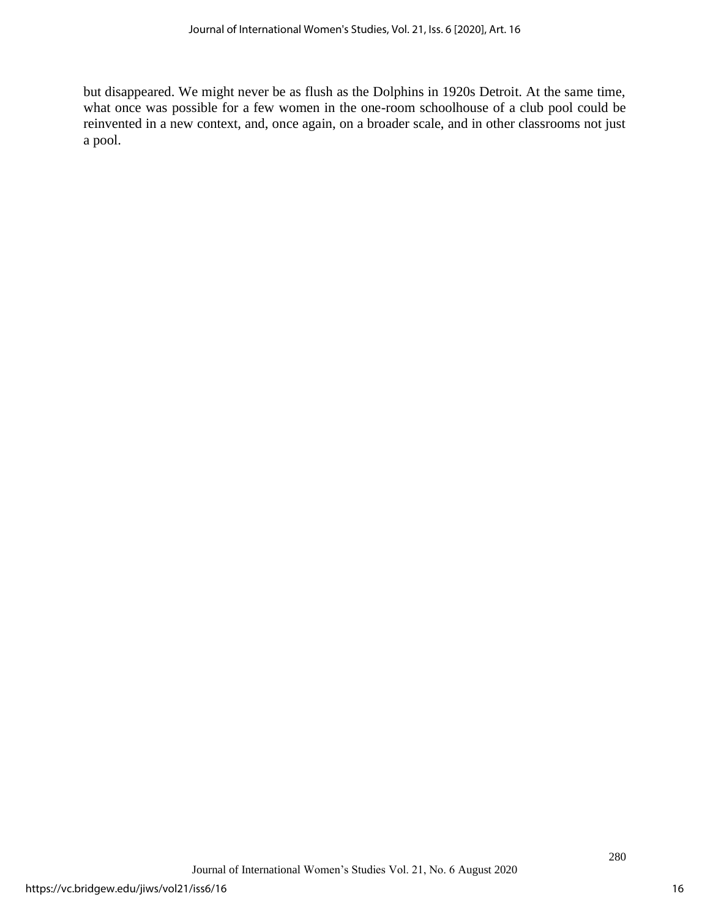but disappeared. We might never be as flush as the Dolphins in 1920s Detroit. At the same time, what once was possible for a few women in the one-room schoolhouse of a club pool could be reinvented in a new context, and, once again, on a broader scale, and in other classrooms not just a pool.